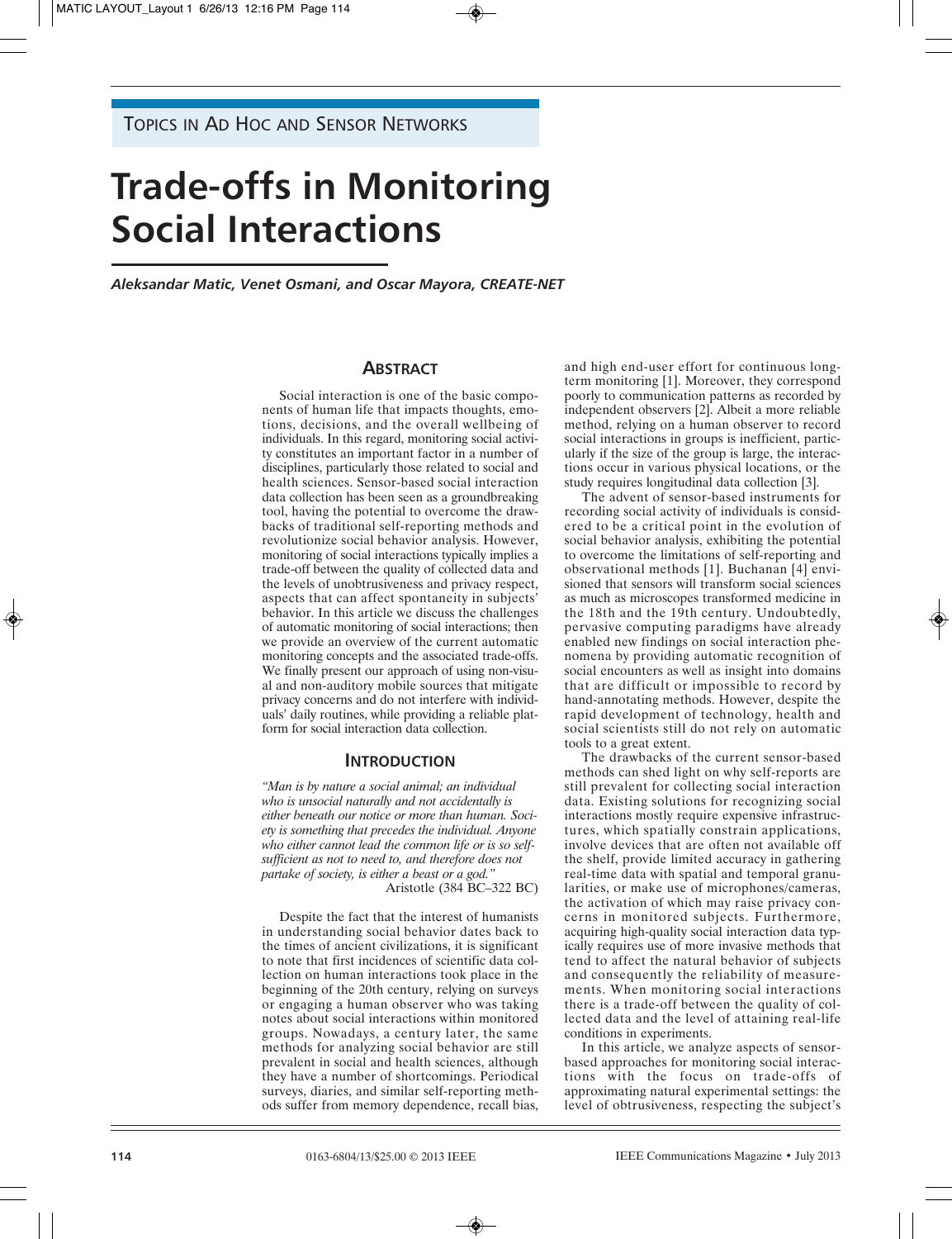Topics in Ad Hoc and Sensor Networks

# Trade-offs in Monitoring Social Interactions

***Aleksandar Matic, Venet Osmani, and Oscar Mayora, CREATE-NET***

## Abstract

Social interaction is one of the basic components of human life that impacts thoughts, emotions, decisions, and the overall wellbeing of individuals. In this regard, monitoring social activity constitutes an important factor in a number of disciplines, particularly those related to social and health sciences. Sensor-based social interaction data collection has been seen as a groundbreaking tool, having the potential to overcome the drawbacks of traditional self-reporting methods and revolutionize social behavior analysis. However, monitoring of social interactions typically implies a trade-off between the quality of collected data and the levels of unobtrusiveness and privacy respect, aspects that can affect spontaneity in subjects' behavior. In this article we discuss the challenges of automatic monitoring of social interactions; then we provide an overview of the current automatic monitoring concepts and the associated trade-offs. We finally present our approach of using non-visual and non-auditory mobile sources that mitigate privacy concerns and do not interfere with individuals' daily routines, while providing a reliable platform for social interaction data collection.

## Introduction

*"Man is by nature a social animal; an individual who is unsocial naturally and not accidentally is either beneath our notice or more than human. Society is something that precedes the individual. Anyone who either cannot lead the common life or is so self-sufficient as not to need to, and therefore does not partake of society, is either a beast or a god."*
Aristotle (384 BC–322 BC)

Despite the fact that the interest of humanists in understanding social behavior dates back to the times of ancient civilizations, it is significant to note that first incidences of scientific data collection on human interactions took place in the beginning of the 20th century, relying on surveys or engaging a human observer who was taking notes about social interactions within monitored groups. Nowadays, a century later, the same methods for analyzing social behavior are still prevalent in social and health sciences, although they have a number of shortcomings. Periodical surveys, diaries, and similar self-reporting methods suffer from memory dependence, recall bias, and high end-user effort for continuous long-term monitoring [1]. Moreover, they correspond poorly to communication patterns as recorded by independent observers [2]. Albeit a more reliable method, relying on a human observer to record social interactions in groups is inefficient, particularly if the size of the group is large, the interactions occur in various physical locations, or the study requires longitudinal data collection [3].

The advent of sensor-based instruments for recording social activity of individuals is considered to be a critical point in the evolution of social behavior analysis, exhibiting the potential to overcome the limitations of self-reporting and observational methods [1]. Buchanan [4] envisioned that sensors will transform social sciences as much as microscopes transformed medicine in the 18th and the 19th century. Undoubtedly, pervasive computing paradigms have already enabled new findings on social interaction phenomena by providing automatic recognition of social encounters as well as insight into domains that are difficult or impossible to record by hand-annotating methods. However, despite the rapid development of technology, health and social scientists still do not rely on automatic tools to a great extent.

The drawbacks of the current sensor-based methods can shed light on why self-reports are still prevalent for collecting social interaction data. Existing solutions for recognizing social interactions mostly require expensive infrastructures, which spatially constrain applications, involve devices that are often not available off the shelf, provide limited accuracy in gathering real-time data with spatial and temporal granularities, or make use of microphones/cameras, the activation of which may raise privacy concerns in monitored subjects. Furthermore, acquiring high-quality social interaction data typically requires use of more invasive methods that tend to affect the natural behavior of subjects and consequently the reliability of measurements. When monitoring social interactions there is a trade-off between the quality of collected data and the level of attaining real-life conditions in experiments.

In this article, we analyze aspects of sensor-based approaches for monitoring social interactions with the focus on trade-offs of approximating natural experimental settings: the level of obtrusiveness, respecting the subject's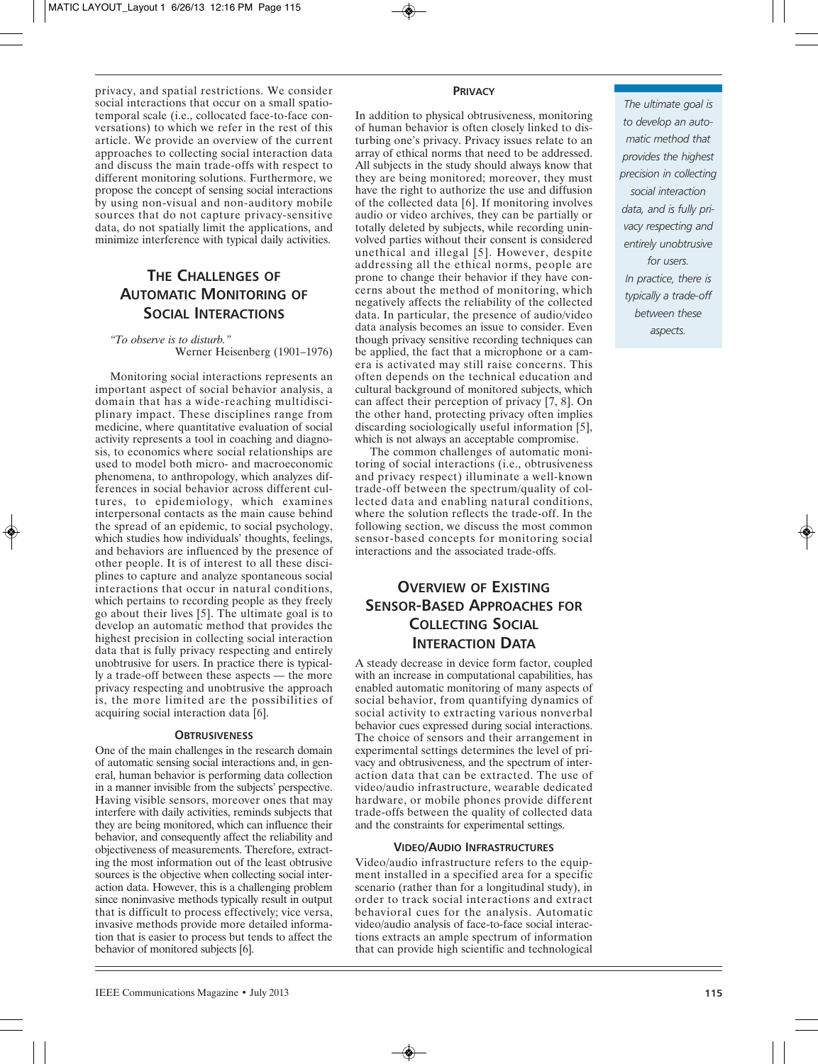privacy, and spatial restrictions. We consider social interactions that occur on a small spatio-temporal scale (i.e., collocated face-to-face conversations) to which we refer in the rest of this article. We provide an overview of the current approaches to collecting social interaction data and discuss the main trade-offs with respect to different monitoring solutions. Furthermore, we propose the concept of sensing social interactions by using non-visual and non-auditory mobile sources that do not capture privacy-sensitive data, do not spatially limit the applications, and minimize interference with typical daily activities.

## THE CHALLENGES OF AUTOMATIC MONITORING OF SOCIAL INTERACTIONS

*"To observe is to disturb."*
Werner Heisenberg (1901–1976)

Monitoring social interactions represents an important aspect of social behavior analysis, a domain that has a wide-reaching multidisciplinary impact. These disciplines range from medicine, where quantitative evaluation of social activity represents a tool in coaching and diagnosis, to economics where social relationships are used to model both micro- and macroeconomic phenomena, to anthropology, which analyzes differences in social behavior across different cultures, to epidemiology, which examines interpersonal contacts as the main cause behind the spread of an epidemic, to social psychology, which studies how individuals' thoughts, feelings, and behaviors are influenced by the presence of other people. It is of interest to all these disciplines to capture and analyze spontaneous social interactions that occur in natural conditions, which pertains to recording people as they freely go about their lives [5]. The ultimate goal is to develop an automatic method that provides the highest precision in collecting social interaction data that is fully privacy respecting and entirely unobtrusive for users. In practice there is typically a trade-off between these aspects — the more privacy respecting and unobtrusive the approach is, the more limited are the possibilities of acquiring social interaction data [6].

### OBTRUSIVENESS

One of the main challenges in the research domain of automatic sensing social interactions and, in general, human behavior is performing data collection in a manner invisible from the subjects' perspective. Having visible sensors, moreover ones that may interfere with daily activities, reminds subjects that they are being monitored, which can influence their behavior, and consequently affect the reliability and objectiveness of measurements. Therefore, extracting the most information out of the least obtrusive sources is the objective when collecting social interaction data. However, this is a challenging problem since noninvasive methods typically result in output that is difficult to process effectively; vice versa, invasive methods provide more detailed information that is easier to process but tends to affect the behavior of monitored subjects [6].

### PRIVACY

In addition to physical obtrusiveness, monitoring of human behavior is often closely linked to disturbing one's privacy. Privacy issues relate to an array of ethical norms that need to be addressed. All subjects in the study should always know that they are being monitored; moreover, they must have the right to authorize the use and diffusion of the collected data [6]. If monitoring involves audio or video archives, they can be partially or totally deleted by subjects, while recording uninvolved parties without their consent is considered unethical and illegal [5]. However, despite addressing all the ethical norms, people are prone to change their behavior if they have concerns about the method of monitoring, which negatively affects the reliability of the collected data. In particular, the presence of audio/video data analysis becomes an issue to consider. Even though privacy sensitive recording techniques can be applied, the fact that a microphone or a camera is activated may still raise concerns. This often depends on the technical education and cultural background of monitored subjects, which can affect their perception of privacy [7, 8]. On the other hand, protecting privacy often implies discarding sociologically useful information [5], which is not always an acceptable compromise.

The common challenges of automatic monitoring of social interactions (i.e., obtrusiveness and privacy respect) illuminate a well-known trade-off between the spectrum/quality of collected data and enabling natural conditions, where the solution reflects the trade-off. In the following section, we discuss the most common sensor-based concepts for monitoring social interactions and the associated trade-offs.

*The ultimate goal is to develop an automatic method that provides the highest precision in collecting social interaction data, and is fully privacy respecting and entirely unobtrusive for users. In practice, there is typically a trade-off between these aspects.*

## OVERVIEW OF EXISTING SENSOR-BASED APPROACHES FOR COLLECTING SOCIAL INTERACTION DATA

A steady decrease in device form factor, coupled with an increase in computational capabilities, has enabled automatic monitoring of many aspects of social behavior, from quantifying dynamics of social activity to extracting various nonverbal behavior cues expressed during social interactions. The choice of sensors and their arrangement in experimental settings determines the level of privacy and obtrusiveness, and the spectrum of interaction data that can be extracted. The use of video/audio infrastructure, wearable dedicated hardware, or mobile phones provide different trade-offs between the quality of collected data and the constraints for experimental settings.

### VIDEO/AUDIO INFRASTRUCTURES

Video/audio infrastructure refers to the equipment installed in a specified area for a specific scenario (rather than for a longitudinal study), in order to track social interactions and extract behavioral cues for the analysis. Automatic video/audio analysis of face-to-face social interactions extracts an ample spectrum of information that can provide high scientific and technological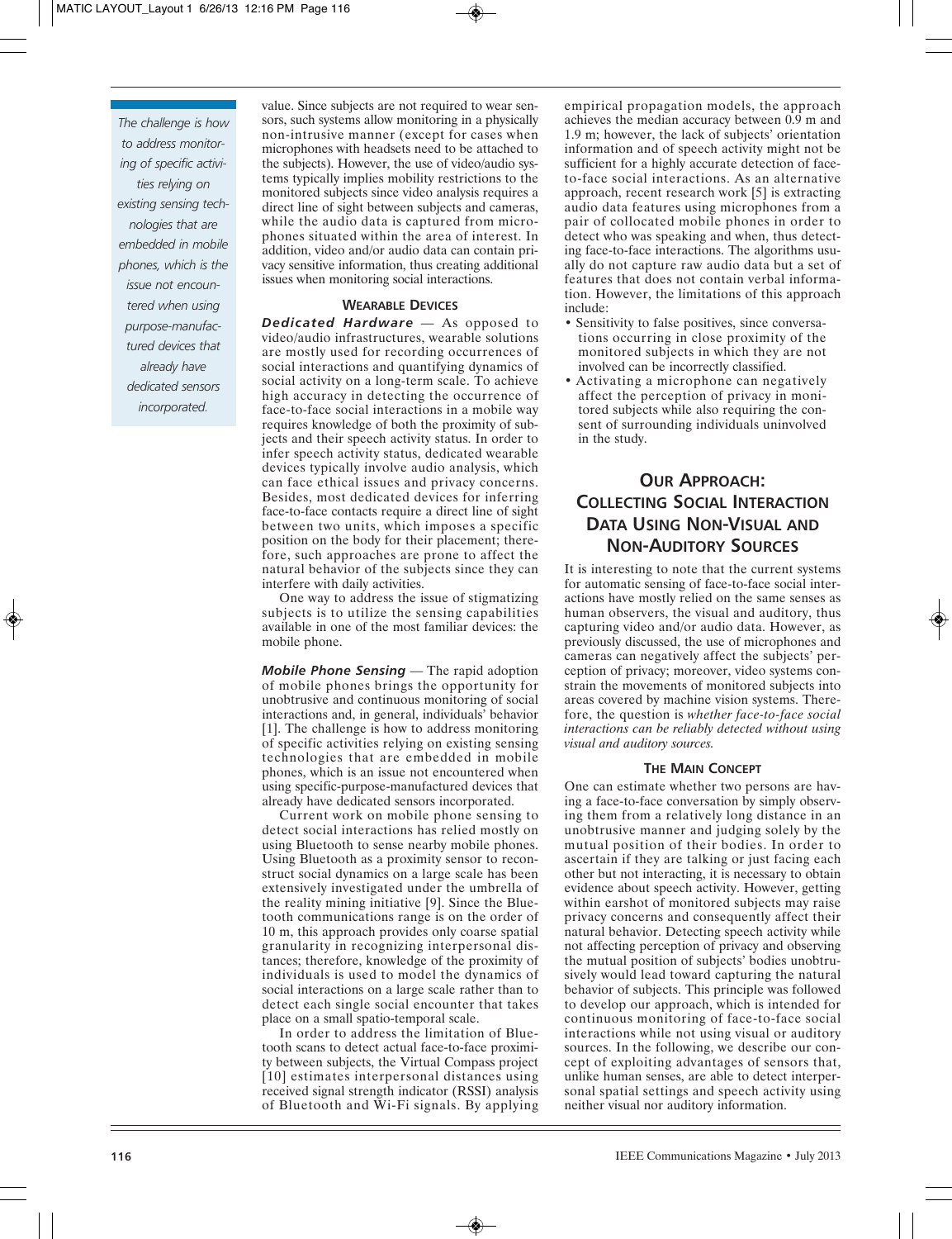value. Since subjects are not required to wear sensors, such systems allow monitoring in a physically non-intrusive manner (except for cases when microphones with headsets need to be attached to the subjects). However, the use of video/audio systems typically implies mobility restrictions to the monitored subjects since video analysis requires a direct line of sight between subjects and cameras, while the audio data is captured from microphones situated within the area of interest. In addition, video and/or audio data can contain privacy sensitive information, thus creating additional issues when monitoring social interactions.

### WEARABLE DEVICES

***Dedicated Hardware*** — As opposed to video/audio infrastructures, wearable solutions are mostly used for recording occurrences of social interactions and quantifying dynamics of social activity on a long-term scale. To achieve high accuracy in detecting the occurrence of face-to-face social interactions in a mobile way requires knowledge of both the proximity of subjects and their speech activity status. In order to infer speech activity status, dedicated wearable devices typically involve audio analysis, which can face ethical issues and privacy concerns. Besides, most dedicated devices for inferring face-to-face contacts require a direct line of sight between two units, which imposes a specific position on the body for their placement; therefore, such approaches are prone to affect the natural behavior of the subjects since they can interfere with daily activities.

One way to address the issue of stigmatizing subjects is to utilize the sensing capabilities available in one of the most familiar devices: the mobile phone.

***Mobile Phone Sensing*** — The rapid adoption of mobile phones brings the opportunity for unobtrusive and continuous monitoring of social interactions and, in general, individuals' behavior [1]. The challenge is how to address monitoring of specific activities relying on existing sensing technologies that are embedded in mobile phones, which is an issue not encountered when using specific-purpose-manufactured devices that already have dedicated sensors incorporated.

Current work on mobile phone sensing to detect social interactions has relied mostly on using Bluetooth to sense nearby mobile phones. Using Bluetooth as a proximity sensor to reconstruct social dynamics on a large scale has been extensively investigated under the umbrella of the reality mining initiative [9]. Since the Bluetooth communications range is on the order of 10 m, this approach provides only coarse spatial granularity in recognizing interpersonal distances; therefore, knowledge of the proximity of individuals is used to model the dynamics of social interactions on a large scale rather than to detect each single social encounter that takes place on a small spatio-temporal scale.

In order to address the limitation of Bluetooth scans to detect actual face-to-face proximity between subjects, the Virtual Compass project [10] estimates interpersonal distances using received signal strength indicator (RSSI) analysis of Bluetooth and Wi-Fi signals. By applying empirical propagation models, the approach achieves the median accuracy between 0.9 m and 1.9 m; however, the lack of subjects' orientation information and of speech activity might not be sufficient for a highly accurate detection of face-to-face social interactions. As an alternative approach, recent research work [5] is extracting audio data features using microphones from a pair of collocated mobile phones in order to detect who was speaking and when, thus detecting face-to-face interactions. The algorithms usually do not capture raw audio data but a set of features that does not contain verbal information. However, the limitations of this approach include:

- Sensitivity to false positives, since conversations occurring in close proximity of the monitored subjects in which they are not involved can be incorrectly classified.
- Activating a microphone can negatively affect the perception of privacy in monitored subjects while also requiring the consent of surrounding individuals uninvolved in the study.

## OUR APPROACH: COLLECTING SOCIAL INTERACTION DATA USING NON-VISUAL AND NON-AUDITORY SOURCES

It is interesting to note that the current systems for automatic sensing of face-to-face social interactions have mostly relied on the same senses as human observers, the visual and auditory, thus capturing video and/or audio data. However, as previously discussed, the use of microphones and cameras can negatively affect the subjects' perception of privacy; moreover, video systems constrain the movements of monitored subjects into areas covered by machine vision systems. Therefore, the question is *whether face-to-face social interactions can be reliably detected without using visual and auditory sources.*

### THE MAIN CONCEPT

One can estimate whether two persons are having a face-to-face conversation by simply observing them from a relatively long distance in an unobtrusive manner and judging solely by the mutual position of their bodies. In order to ascertain if they are talking or just facing each other but not interacting, it is necessary to obtain evidence about speech activity. However, getting within earshot of monitored subjects may raise privacy concerns and consequently affect their natural behavior. Detecting speech activity while not affecting perception of privacy and observing the mutual position of subjects' bodies unobtrusively would lead toward capturing the natural behavior of subjects. This principle was followed to develop our approach, which is intended for continuous monitoring of face-to-face social interactions while not using visual or auditory sources. In the following, we describe our concept of exploiting advantages of sensors that, unlike human senses, are able to detect interpersonal spatial settings and speech activity using neither visual nor auditory information.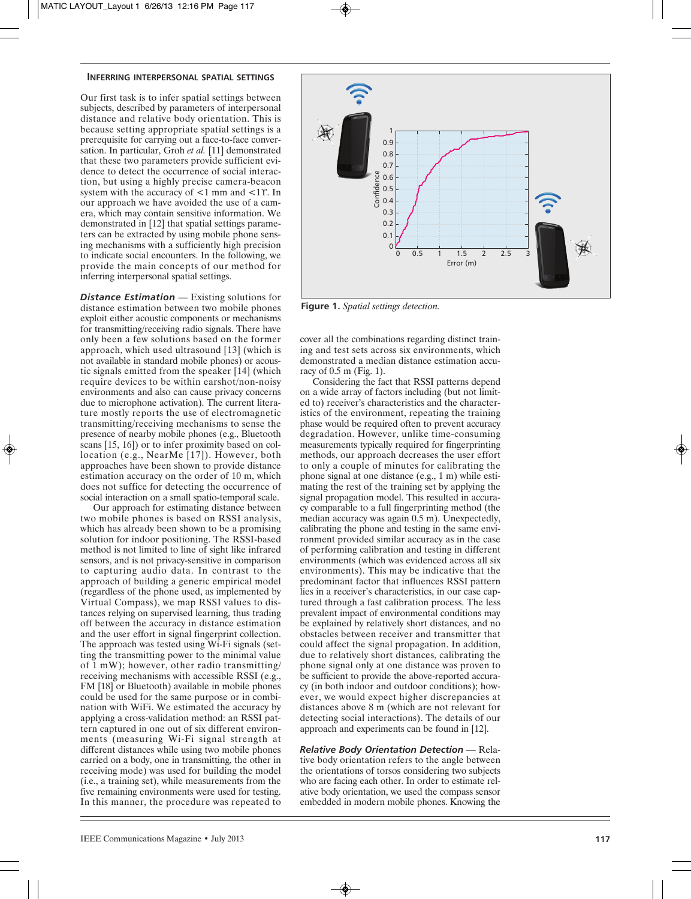### INFERRING INTERPERSONAL SPATIAL SETTINGS

Our first task is to infer spatial settings between subjects, described by parameters of interpersonal distance and relative body orientation. This is because setting appropriate spatial settings is a prerequisite for carrying out a face-to-face conversation. In particular, Groh *et al.* [11] demonstrated that these two parameters provide sufficient evidence to detect the occurrence of social interaction, but using a highly precise camera-beacon system with the accuracy of <1 mm and <1°. In our approach we have avoided the use of a camera, which may contain sensitive information. We demonstrated in [12] that spatial settings parameters can be extracted by using mobile phone sensing mechanisms with a sufficiently high precision to indicate social encounters. In the following, we provide the main concepts of our method for inferring interpersonal spatial settings.

***Distance Estimation*** — Existing solutions for distance estimation between two mobile phones exploit either acoustic components or mechanisms for transmitting/receiving radio signals. There have only been a few solutions based on the former approach, which used ultrasound [13] (which is not available in standard mobile phones) or acoustic signals emitted from the speaker [14] (which require devices to be within earshot/non-noisy environments and also can cause privacy concerns due to microphone activation). The current literature mostly reports the use of electromagnetic transmitting/receiving mechanisms to sense the presence of nearby mobile phones (e.g., Bluetooth scans [15, 16]) or to infer proximity based on colocation (e.g., NearMe [17]). However, both approaches have been shown to provide distance estimation accuracy on the order of 10 m, which does not suffice for detecting the occurrence of social interaction on a small spatio-temporal scale.

Our approach for estimating distance between two mobile phones is based on RSSI analysis, which has already been shown to be a promising solution for indoor positioning. The RSSI-based method is not limited to line of sight like infrared sensors, and is not privacy-sensitive in comparison to capturing audio data. In contrast to the approach of building a generic empirical model (regardless of the phone used, as implemented by Virtual Compass), we map RSSI values to distances relying on supervised learning, thus trading off between the accuracy in distance estimation and the user effort in signal fingerprint collection. The approach was tested using Wi-Fi signals (setting the transmitting power to the minimal value of 1 mW); however, other radio transmitting/receiving mechanisms with accessible RSSI (e.g., FM [18] or Bluetooth) available in mobile phones could be used for the same purpose or in combination with WiFi. We estimated the accuracy by applying a cross-validation method: an RSSI pattern captured in one out of six different environments (measuring Wi-Fi signal strength at different distances while using two mobile phones carried on a body, one in transmitting, the other in receiving mode) was used for building the model (i.e., a training set), while measurements from the five remaining environments were used for testing. In this manner, the procedure was repeated to

Confidence
1
0.9
0.8
0.7
0.6
0.5
0.4
0.3
0.2
0.1
0
0 0.5 1 1.5 2 2.5 3
Error (m)

**Figure 1.** *Spatial settings detection.*

cover all the combinations regarding distinct training and test sets across six environments, which demonstrated a median distance estimation accuracy of 0.5 m (Fig. 1).

Considering the fact that RSSI patterns depend on a wide array of factors including (but not limited to) receiver's characteristics and the characteristics of the environment, repeating the training phase would be required often to prevent accuracy degradation. However, unlike time-consuming measurements typically required for fingerprinting methods, our approach decreases the user effort to only a couple of minutes for calibrating the phone signal at one distance (e.g., 1 m) while estimating the rest of the training set by applying the signal propagation model. This resulted in accuracy comparable to a full fingerprinting method (the median accuracy was again 0.5 m). Unexpectedly, calibrating the phone and testing in the same environment provided similar accuracy as in the case of performing calibration and testing in different environments (which was evidenced across all six environments). This may be indicative that the predominant factor that influences RSSI pattern lies in a receiver's characteristics, in our case captured through a fast calibration process. The less prevalent impact of environmental conditions may be explained by relatively short distances, and no obstacles between receiver and transmitter that could affect the signal propagation. In addition, due to relatively short distances, calibrating the phone signal only at one distance was proven to be sufficient to provide the above-reported accuracy (in both indoor and outdoor conditions); however, we would expect higher discrepancies at distances above 8 m (which are not relevant for detecting social interactions). The details of our approach and experiments can be found in [12].

***Relative Body Orientation Detection*** — Relative body orientation refers to the angle between the orientations of torsos considering two subjects who are facing each other. In order to estimate relative body orientation, we used the compass sensor embedded in modern mobile phones. Knowing the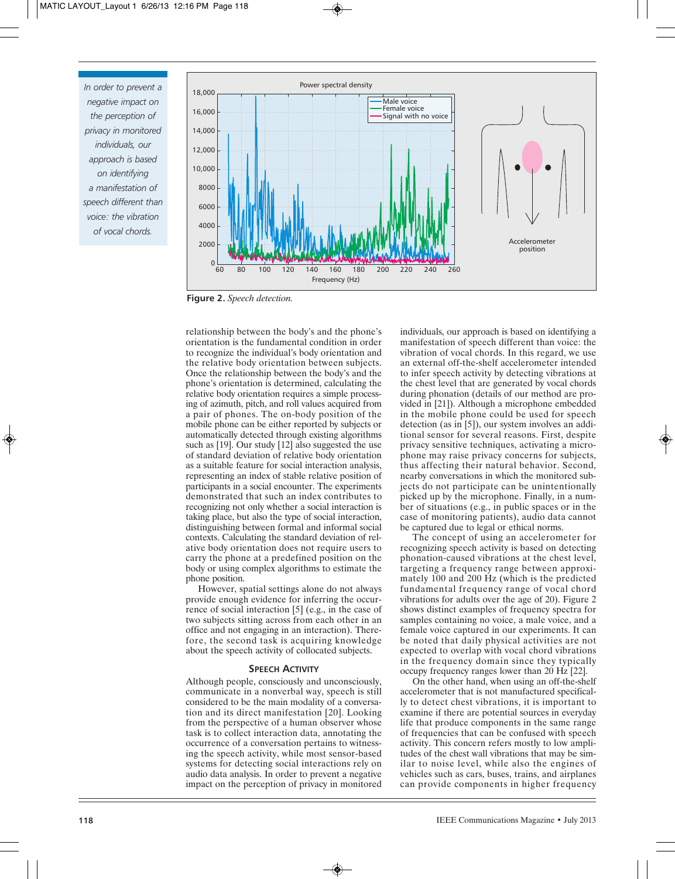> *In order to prevent a negative impact on the perception of privacy in monitored individuals, our approach is based on identifying a manifestation of speech different than voice: the vibration of vocal chords.*

**Figure 2.** *Speech detection.*

relationship between the body's and the phone's orientation is the fundamental condition in order to recognize the individual's body orientation and the relative body orientation between subjects. Once the relationship between the body's and the phone's orientation is determined, calculating the relative body orientation requires a simple processing of azimuth, pitch, and roll values acquired from a pair of phones. The on-body position of the mobile phone can be either reported by subjects or automatically detected through existing algorithms such as [19]. Our study [12] also suggested the use of standard deviation of relative body orientation as a suitable feature for social interaction analysis, representing an index of stable relative position of participants in a social encounter. The experiments demonstrated that such an index contributes to recognizing not only whether a social interaction is taking place, but also the type of social interaction, distinguishing between formal and informal social contexts. Calculating the standard deviation of relative body orientation does not require users to carry the phone at a predefined position on the body or using complex algorithms to estimate the phone position.

However, spatial settings alone do not always provide enough evidence for inferring the occurrence of social interaction [5] (e.g., in the case of two subjects sitting across from each other in an office and not engaging in an interaction). Therefore, the second task is acquiring knowledge about the speech activity of collocated subjects.

### Speech Activity

Although people, consciously and unconsciously, communicate in a nonverbal way, speech is still considered to be the main modality of a conversation and its direct manifestation [20]. Looking from the perspective of a human observer whose task is to collect interaction data, annotating the occurrence of a conversation pertains to witnessing the speech activity, while most sensor-based systems for detecting social interactions rely on audio data analysis. In order to prevent a negative impact on the perception of privacy in monitored individuals, our approach is based on identifying a manifestation of speech different than voice: the vibration of vocal chords. In this regard, we use an external off-the-shelf accelerometer intended to infer speech activity by detecting vibrations at the chest level that are generated by vocal chords during phonation (details of our method are provided in [21]). Although a microphone embedded in the mobile phone could be used for speech detection (as in [5]), our system involves an additional sensor for several reasons. First, despite privacy sensitive techniques, activating a microphone may raise privacy concerns for subjects, thus affecting their natural behavior. Second, nearby conversations in which the monitored subjects do not participate can be unintentionally picked up by the microphone. Finally, in a number of situations (e.g., in public spaces or in the case of monitoring patients), audio data cannot be captured due to legal or ethical norms.

The concept of using an accelerometer for recognizing speech activity is based on detecting phonation-caused vibrations at the chest level, targeting a frequency range between approximately 100 and 200 Hz (which is the predicted fundamental frequency range of vocal chord vibrations for adults over the age of 20). Figure 2 shows distinct examples of frequency spectra for samples containing no voice, a male voice, and a female voice captured in our experiments. It can be noted that daily physical activities are not expected to overlap with vocal chord vibrations in the frequency domain since they typically occupy frequency ranges lower than 20 Hz [22].

On the other hand, when using an off-the-shelf accelerometer that is not manufactured specifically to detect chest vibrations, it is important to examine if there are potential sources in everyday life that produce components in the same range of frequencies that can be confused with speech activity. This concern refers mostly to low amplitudes of the chest wall vibrations that may be similar to noise level, while also the engines of vehicles such as cars, buses, trains, and airplanes can provide components in higher frequency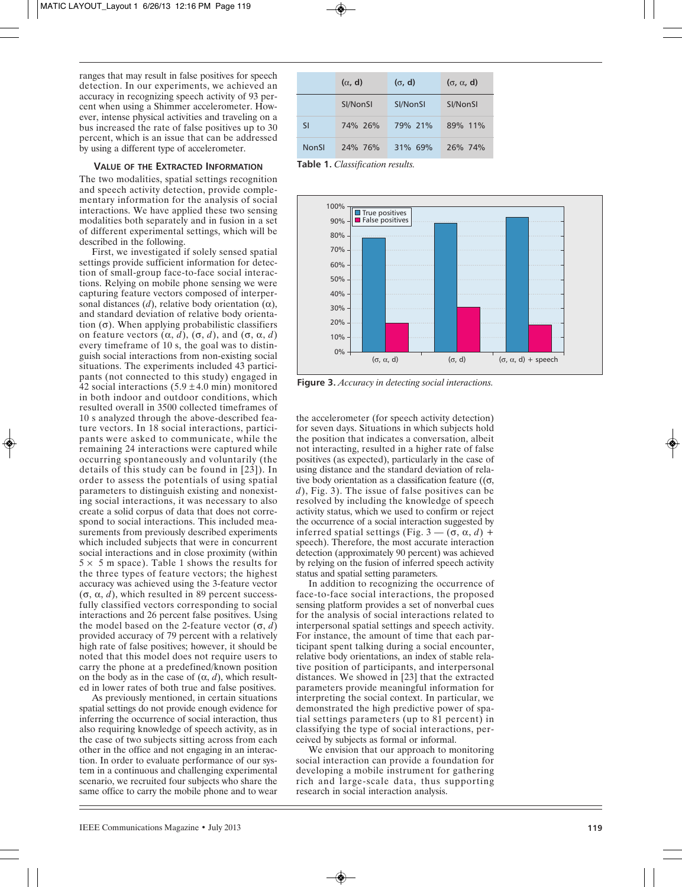ranges that may result in false positives for speech detection. In our experiments, we achieved an accuracy in recognizing speech activity of 93 percent when using a Shimmer accelerometer. However, intense physical activities and traveling on a bus increased the rate of false positives up to 30 percent, which is an issue that can be addressed by using a different type of accelerometer.

### VALUE OF THE EXTRACTED INFORMATION

The two modalities, spatial settings recognition and speech activity detection, provide complementary information for the analysis of social interactions. We have applied these two sensing modalities both separately and in fusion in a set of different experimental settings, which will be described in the following.

First, we investigated if solely sensed spatial settings provide sufficient information for detection of small-group face-to-face social interactions. Relying on mobile phone sensing we were capturing feature vectors composed of interpersonal distances ($d$), relative body orientation ($\alpha$), and standard deviation of relative body orientation ($\sigma$). When applying probabilistic classifiers on feature vectors ($\alpha$, $d$), ($\sigma$, $d$), and ($\sigma$, $\alpha$, $d$) every timeframe of 10 s, the goal was to distinguish social interactions from non-existing social situations. The experiments included 43 participants (not connected to this study) engaged in 42 social interactions ($5.9 \pm 4.0$ min) monitored in both indoor and outdoor conditions, which resulted overall in 3500 collected timeframes of 10 s analyzed through the above-described feature vectors. In 18 social interactions, participants were asked to communicate, while the remaining 24 interactions were captured while occurring spontaneously and voluntarily (the details of this study can be found in [23]). In order to assess the potentials of using spatial parameters to distinguish existing and nonexisting social interactions, it was necessary to also create a solid corpus of data that does not correspond to social interactions. This included measurements from previously described experiments which included subjects that were in concurrent social interactions and in close proximity (within $5 \times 5$ m space). Table 1 shows the results for the three types of feature vectors; the highest accuracy was achieved using the 3-feature vector ($\sigma$, $\alpha$, $d$), which resulted in 89 percent successfully classified vectors corresponding to social interactions and 26 percent false positives. Using the model based on the 2-feature vector ($\sigma$, $d$) provided accuracy of 79 percent with a relatively high rate of false positives; however, it should be noted that this model does not require users to carry the phone at a predefined/known position on the body as in the case of ($\alpha$, $d$), which resulted in lower rates of both true and false positives.

As previously mentioned, in certain situations spatial settings do not provide enough evidence for inferring the occurrence of social interaction, thus also requiring knowledge of speech activity, as in the case of two subjects sitting across from each other in the office and not engaging in an interaction. In order to evaluate performance of our system in a continuous and challenging experimental scenario, we recruited four subjects who share the same office to carry the mobile phone and to wear the accelerometer (for speech activity detection) for seven days. Situations in which subjects hold the position that indicates a conversation, albeit not interacting, resulted in a higher rate of false positives (as expected), particularly in the case of using distance and the standard deviation of relative body orientation as a classification feature (($\sigma$, $d$), Fig. 3). The issue of false positives can be resolved by including the knowledge of speech activity status, which we used to confirm or reject the occurrence of a social interaction suggested by inferred spatial settings (Fig. 3 — ($\sigma$, $\alpha$, $d$) + speech). Therefore, the most accurate interaction detection (approximately 90 percent) was achieved by relying on the fusion of inferred speech activity status and spatial setting parameters.

|  | ($\alpha$, d) | | ($\sigma$, d) | | ($\sigma$, $\alpha$, d) | |
|---|---|---|---|---|---|---|
|  | SI | NonSI | SI | NonSI | SI | NonSI |
| SI | 74% | 26% | 79% | 21% | 89% | 11% |
| NonSI | 24% | 76% | 31% | 69% | 26% | 74% |

**Table 1.** *Classification results.*

**Figure 3.** *Accuracy in detecting social interactions.*

In addition to recognizing the occurrence of face-to-face social interactions, the proposed sensing platform provides a set of nonverbal cues for the analysis of social interactions related to interpersonal spatial settings and speech activity. For instance, the amount of time that each participant spent talking during a social encounter, relative body orientations, an index of stable relative position of participants, and interpersonal distances. We showed in [23] that the extracted parameters provide meaningful information for interpreting the social context. In particular, we demonstrated the high predictive power of spatial settings parameters (up to 81 percent) in classifying the type of social interactions, perceived by subjects as formal or informal.

We envision that our approach to monitoring social interaction can provide a foundation for developing a mobile instrument for gathering rich and large-scale data, thus supporting research in social interaction analysis.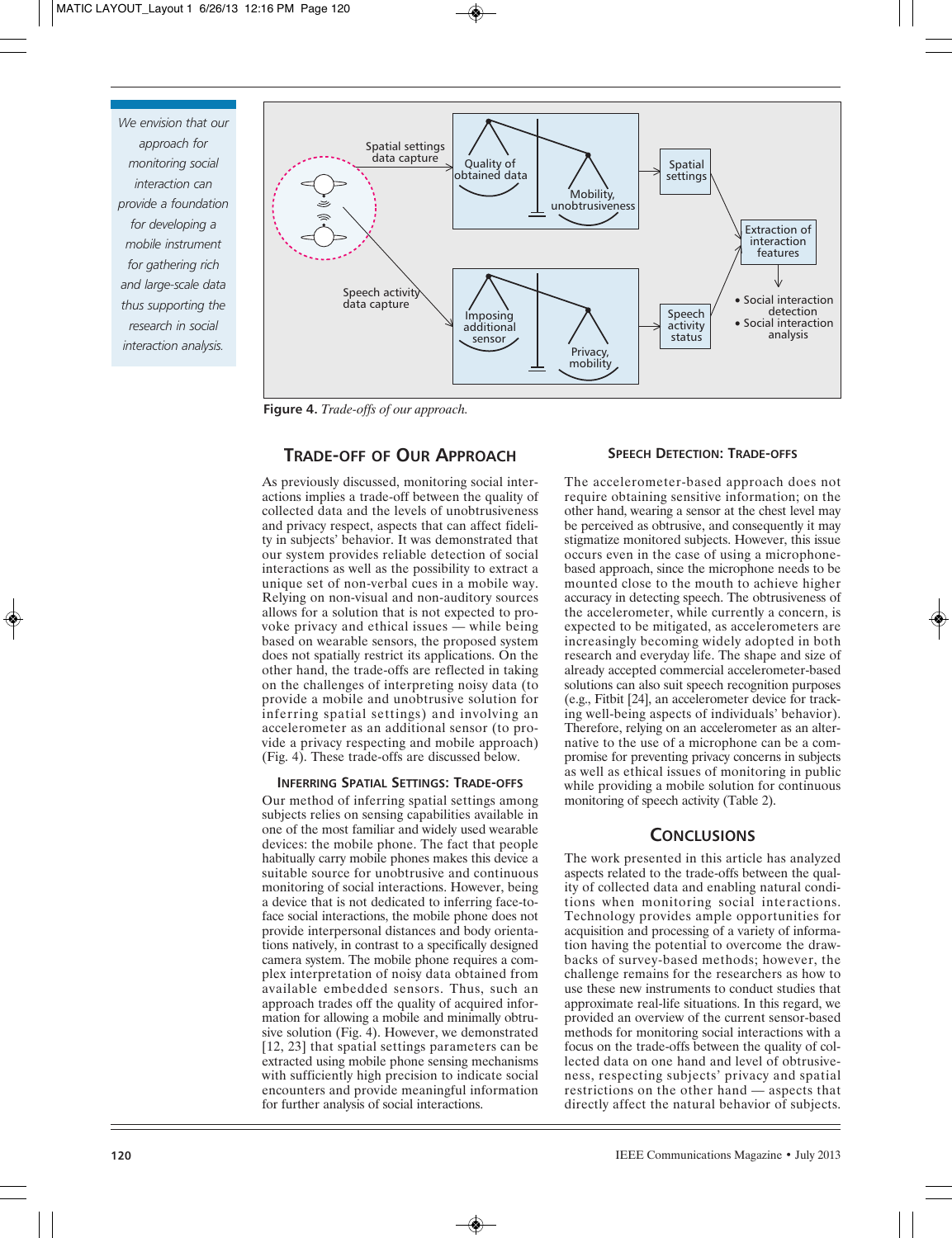*We envision that our approach for monitoring social interaction can provide a foundation for developing a mobile instrument for gathering rich and large-scale data thus supporting the research in social interaction analysis.*

Figure 4. *Trade-offs of our approach.*

## TRADE-OFF OF OUR APPROACH

As previously discussed, monitoring social interactions implies a trade-off between the quality of collected data and the levels of unobtrusiveness and privacy respect, aspects that can affect fidelity in subjects' behavior. It was demonstrated that our system provides reliable detection of social interactions as well as the possibility to extract a unique set of non-verbal cues in a mobile way. Relying on non-visual and non-auditory sources allows for a solution that is not expected to provoke privacy and ethical issues — while being based on wearable sensors, the proposed system does not spatially restrict its applications. On the other hand, the trade-offs are reflected in taking on the challenges of interpreting noisy data (to provide a mobile and unobtrusive solution for inferring spatial settings) and involving an accelerometer as an additional sensor (to provide a privacy respecting and mobile approach) (Fig. 4). These trade-offs are discussed below.

### INFERRING SPATIAL SETTINGS: TRADE-OFFS

Our method of inferring spatial settings among subjects relies on sensing capabilities available in one of the most familiar and widely used wearable devices: the mobile phone. The fact that people habitually carry mobile phones makes this device a suitable source for unobtrusive and continuous monitoring of social interactions. However, being a device that is not dedicated to inferring face-to-face social interactions, the mobile phone does not provide interpersonal distances and body orientations natively, in contrast to a specifically designed camera system. The mobile phone requires a complex interpretation of noisy data obtained from available embedded sensors. Thus, such an approach trades off the quality of acquired information for allowing a mobile and minimally obtrusive solution (Fig. 4). However, we demonstrated [12, 23] that spatial settings parameters can be extracted using mobile phone sensing mechanisms with sufficiently high precision to indicate social encounters and provide meaningful information for further analysis of social interactions.

### SPEECH DETECTION: TRADE-OFFS

The accelerometer-based approach does not require obtaining sensitive information; on the other hand, wearing a sensor at the chest level may be perceived as obtrusive, and consequently it may stigmatize monitored subjects. However, this issue occurs even in the case of using a microphone-based approach, since the microphone needs to be mounted close to the mouth to achieve higher accuracy in detecting speech. The obtrusiveness of the accelerometer, while currently a concern, is expected to be mitigated, as accelerometers are increasingly becoming widely adopted in both research and everyday life. The shape and size of already accepted commercial accelerometer-based solutions can also suit speech recognition purposes (e.g., Fitbit [24], an accelerometer device for tracking well-being aspects of individuals' behavior). Therefore, relying on an accelerometer as an alternative to the use of a microphone can be a compromise for preventing privacy concerns in subjects as well as ethical issues of monitoring in public while providing a mobile solution for continuous monitoring of speech activity (Table 2).

## CONCLUSIONS

The work presented in this article has analyzed aspects related to the trade-offs between the quality of collected data and enabling natural conditions when monitoring social interactions. Technology provides ample opportunities for acquisition and processing of a variety of information having the potential to overcome the drawbacks of survey-based methods; however, the challenge remains for the researchers as how to use these new instruments to conduct studies that approximate real-life situations. In this regard, we provided an overview of the current sensor-based methods for monitoring social interactions with a focus on the trade-offs between the quality of collected data on one hand and level of obtrusiveness, respecting subjects' privacy and spatial restrictions on the other hand — aspects that directly affect the natural behavior of subjects.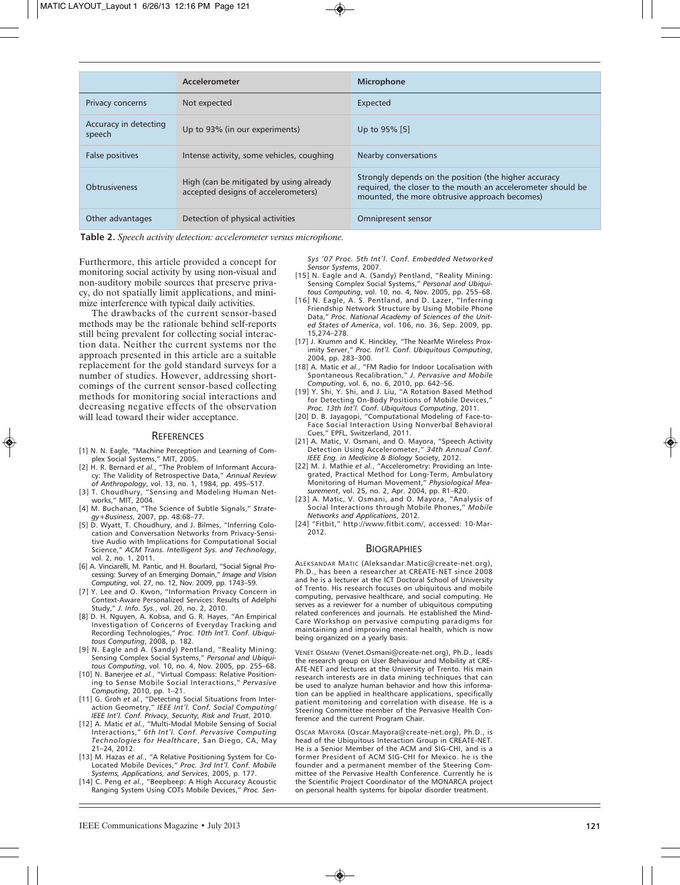| | Accelerometer | Microphone |
|---|---|---|
| Privacy concerns | Not expected | Expected |
| Accuracy in detecting speech | Up to 93% (in our experiments) | Up to 95% [5] |
| False positives | Intense activity, some vehicles, coughing | Nearby conversations |
| Obtrusiveness | High (can be mitigated by using already accepted designs of accelerometers) | Strongly depends on the position (the higher accuracy required, the closer to the mouth an accelerometer should be mounted, the more obtrusive approach becomes) |
| Other advantages | Detection of physical activities | Omnipresent sensor |

**Table 2.** *Speech activity detection: accelerometer versus microphone.*

Furthermore, this article provided a concept for monitoring social activity by using non-visual and non-auditory mobile sources that preserve privacy, do not spatially limit applications, and minimize interference with typical daily activities.

The drawbacks of the current sensor-based methods may be the rationale behind self-reports still being prevalent for collecting social interaction data. Neither the current systems nor the approach presented in this article are a suitable replacement for the gold standard surveys for a number of studies. However, addressing shortcomings of the current sensor-based collecting methods for monitoring social interactions and decreasing negative effects of the observation will lead toward their wider acceptance.

## REFERENCES

[1] N. N. Eagle, "Machine Perception and Learning of Complex Social Systems," MIT, 2005.

[2] H. R. Bernard *et al.*, "The Problem of Informant Accuracy: The Validity of Retrospective Data," *Annual Review of Anthropology*, vol. 13, no. 1, 1984, pp. 495–517.

[3] T. Choudhury, "Sensing and Modeling Human Networks," MIT, 2004.

[4] M. Buchanan, "The Science of Subtle Signals," *Strategy+Business*, 2007, pp. 48:68–77.

[5] D. Wyatt, T. Choudhury, and J. Bilmes, "Inferring Colocation and Conversation Networks from Privacy-Sensitive Audio with Implications for Computational Social Science," *ACM Trans. Intelligent Sys. and Technology*, vol. 2, no. 1, 2011.

[6] A. Vinciarelli, M. Pantic, and H. Bourlard, "Social Signal Processing: Survey of an Emerging Domain," *Image and Vision Computing*, vol. 27, no. 12, Nov. 2009, pp. 1743–59.

[7] Y. Lee and O. Kwon, "Information Privacy Concern in Context-Aware Personalized Services: Results of Adelphi Study," *J. Info. Sys.*, vol. 20, no. 2, 2010.

[8] D. H. Nguyen, A. Kobsa, and G. R. Hayes, "An Empirical Investigation of Concerns of Everyday Tracking and Recording Technologies," *Proc. 10th Int'l. Conf. Ubiquitous Computing*, 2008, p. 182.

[9] N. Eagle and A. (Sandy) Pentland, "Reality Mining: Sensing Complex Social Systems," *Personal and Ubiquitous Computing*, vol. 10, no. 4, Nov. 2005, pp. 255–68.

[10] N. Banerjee *et al.*, "Virtual Compass: Relative Positioning to Sense Mobile Social Interactions," *Pervasive Computing*, 2010, pp. 1–21.

[11] G. Groh *et al.*, "Detecting Social Situations from Interaction Geometry," *IEEE Int'l. Conf. Social Computing/ IEEE Int'l. Conf. Privacy, Security, Risk and Trust*, 2010.

[12] A. Matic *et al.*, "Multi-Modal Mobile Sensing of Social Interactions," *6th Int'l. Conf. Pervasive Computing Technologies for Healthcare*, San Diego, CA, May 21–24, 2012.

[13] M. Hazas *et al.*, "A Relative Positioning System for Co-Located Mobile Devices," *Proc. 3rd Int'l. Conf. Mobile Systems, Applications, and Services*, 2005, p. 177.

[14] C. Peng *et al.*, "Beepbeep: A High Accuracy Acoustic Ranging System Using COTs Mobile Devices," *Proc. SenSys '07 Proc. 5th Int'l. Conf. Embedded Networked Sensor Systems*, 2007.

[15] N. Eagle and A. (Sandy) Pentland, "Reality Mining: Sensing Complex Social Systems," *Personal and Ubiquitous Computing*, vol. 10, no. 4, Nov. 2005, pp. 255–68.

[16] N. Eagle, A. S. Pentland, and D. Lazer, "Inferring Friendship Network Structure by Using Mobile Phone Data," *Proc. National Academy of Sciences of the United States of America*, vol. 106, no. 36, Sep. 2009, pp. 15,274–278.

[17] J. Krumm and K. Hinckley, "The NearMe Wireless Proximity Server," *Proc. Int'l. Conf. Ubiquitous Computing*, 2004, pp. 283–300.

[18] A. Matic *et al.*, "FM Radio for Indoor Localisation with Spontaneous Recalibration," *J. Pervasive and Mobile Computing*, vol. 6, no. 6, 2010, pp. 642–56.

[19] Y. Shi, Y. Shi, and J. Liu, "A Rotation Based Method for Detecting On-Body Positions of Mobile Devices," *Proc. 13th Int'l. Conf. Ubiquitous Computing*, 2011.

[20] D. B. Jayagopi, "Computational Modeling of Face-to-Face Social Interaction Using Nonverbal Behavioral Cues," EPFL, Switzerland, 2011.

[21] A. Matic, V. Osmani, and O. Mayora, "Speech Activity Detection Using Accelerometer," *34th Annual Conf. IEEE Eng. in Medicine & Biology* Society, 2012.

[22] M. J. Mathie *et al.*, "Accelerometry: Providing an Integrated, Practical Method for Long-Term, Ambulatory Monitoring of Human Movement," *Physiological Measurement*, vol. 25, no. 2, Apr. 2004, pp. R1–R20.

[23] A. Matic, V. Osmani, and O. Mayora, "Analysis of Social Interactions through Mobile Phones," *Mobile Networks and Applications*, 2012.

[24] "Fitbit," http://www.fitbit.com/, accessed: 10-Mar-2012.

## BIOGRAPHIES

ALEKSANDAR MATIC (Aleksandar.Matic@create-net.org), Ph.D., has been a researcher at CREATE-NET since 2008 and he is a lecturer at the ICT Doctoral School of University of Trento. His research focuses on ubiquitous and mobile computing, pervasive healthcare, and social computing. He serves as a reviewer for a number of ubiquitous computing related conferences and journals. He established the MindCare Workshop on pervasive computing paradigms for maintaining and improving mental health, which is now being organized on a yearly basis.

VENET OSMANI (Venet.Osmani@create-net.org), Ph.D., leads the research group on User Behaviour and Mobility at CREATE-NET and lectures at the University of Trento. His main research interests are in data mining techniques that can be used to analyze human behavior and how this information can be applied in healthcare applications, specifically patient monitoring and correlation with disease. He is a Steering Committee member of the Pervasive Health Conference and the current Program Chair.

OSCAR MAYORA (Oscar.Mayora@create-net.org), Ph.D., is head of the Ubiquitous Interaction Group in CREATE-NET. He is a Senior Member of the ACM and SIG-CHI, and is a former President of ACM SIG-CHI for Mexico. he is the founder and a permanent member of the Steering Committee of the Pervasive Health Conference. Currently he is the Scientific Project Coordinator of the MONARCA project on personal health systems for bipolar disorder treatment.